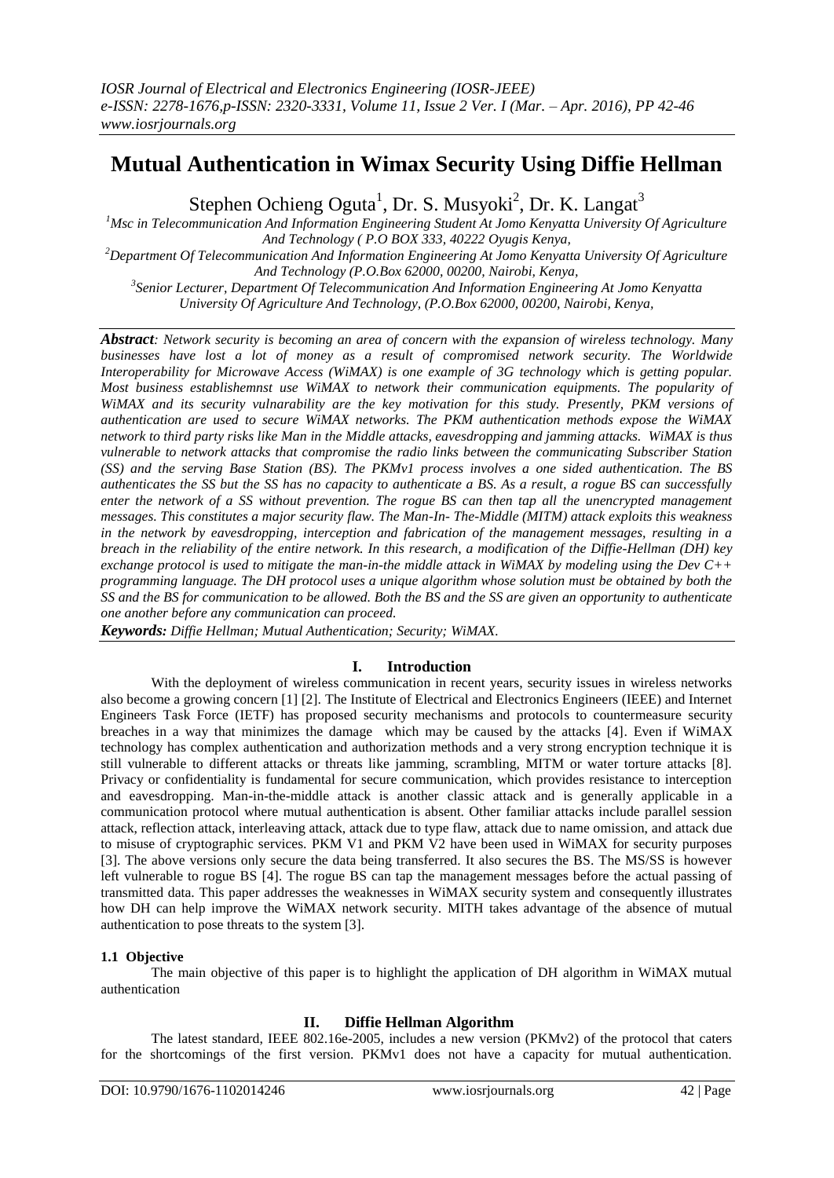# Mutual Authentication in Wimax Security Using Diffie Hellman

Stephen Ochieng Oguta[1], Dr. S. Musyoki[2], Dr. K. Langat[3]

[1]*Msc in Telecommunication And Information Engineering Student At Jomo Kenyatta University Of Agriculture And Technology ( P.O BOX 333, 40222 Oyugis Kenya,*

[2]*Department Of Telecommunication And Information Engineering At Jomo Kenyatta University Of Agriculture And Technology (P.O.Box 62000, 00200, Nairobi, Kenya,*

[3]*Senior Lecturer, Department Of Telecommunication And Information Engineering At Jomo Kenyatta University Of Agriculture And Technology, (P.O.Box 62000, 00200, Nairobi, Kenya,*

***Abstract**: Network security is becoming an area of concern with the expansion of wireless technology. Many businesses have lost a lot of money as a result of compromised network security. The Worldwide Interoperability for Microwave Access (WiMAX) is one example of 3G technology which is getting popular. Most business establishemnst use WiMAX to network their communication equipments. The popularity of WiMAX and its security vulnarability are the key motivation for this study. Presently, PKM versions of authentication are used to secure WiMAX networks. The PKM authentication methods expose the WiMAX network to third party risks like Man in the Middle attacks, eavesdropping and jamming attacks. WiMAX is thus vulnerable to network attacks that compromise the radio links between the communicating Subscriber Station (SS) and the serving Base Station (BS). The PKMv1 process involves a one sided authentication. The BS authenticates the SS but the SS has no capacity to authenticate a BS. As a result, a rogue BS can successfully enter the network of a SS without prevention. The rogue BS can then tap all the unencrypted management messages. This constitutes a major security flaw. The Man-In- The-Middle (MITM) attack exploits this weakness in the network by eavesdropping, interception and fabrication of the management messages, resulting in a breach in the reliability of the entire network. In this research, a modification of the Diffie-Hellman (DH) key exchange protocol is used to mitigate the man-in-the middle attack in WiMAX by modeling using the Dev C++ programming language. The DH protocol uses a unique algorithm whose solution must be obtained by both the SS and the BS for communication to be allowed. Both the BS and the SS are given an opportunity to authenticate one another before any communication can proceed.*

***Keywords:** Diffie Hellman; Mutual Authentication; Security; WiMAX.*

## I. Introduction

With the deployment of wireless communication in recent years, security issues in wireless networks also become a growing concern [1] [2]. The Institute of Electrical and Electronics Engineers (IEEE) and Internet Engineers Task Force (IETF) has proposed security mechanisms and protocols to countermeasure security breaches in a way that minimizes the damage which may be caused by the attacks [4]. Even if WiMAX technology has complex authentication and authorization methods and a very strong encryption technique it is still vulnerable to different attacks or threats like jamming, scrambling, MITM or water torture attacks [8]. Privacy or confidentiality is fundamental for secure communication, which provides resistance to interception and eavesdropping. Man-in-the-middle attack is another classic attack and is generally applicable in a communication protocol where mutual authentication is absent. Other familiar attacks include parallel session attack, reflection attack, interleaving attack, attack due to type flaw, attack due to name omission, and attack due to misuse of cryptographic services. PKM V1 and PKM V2 have been used in WiMAX for security purposes [3]. The above versions only secure the data being transferred. It also secures the BS. The MS/SS is however left vulnerable to rogue BS [4]. The rogue BS can tap the management messages before the actual passing of transmitted data. This paper addresses the weaknesses in WiMAX security system and consequently illustrates how DH can help improve the WiMAX network security. MITH takes advantage of the absence of mutual authentication to pose threats to the system [3].

### 1.1 Objective

The main objective of this paper is to highlight the application of DH algorithm in WiMAX mutual authentication

## II. Diffie Hellman Algorithm

The latest standard, IEEE 802.16e-2005, includes a new version (PKMv2) of the protocol that caters for the shortcomings of the first version. PKMv1 does not have a capacity for mutual authentication.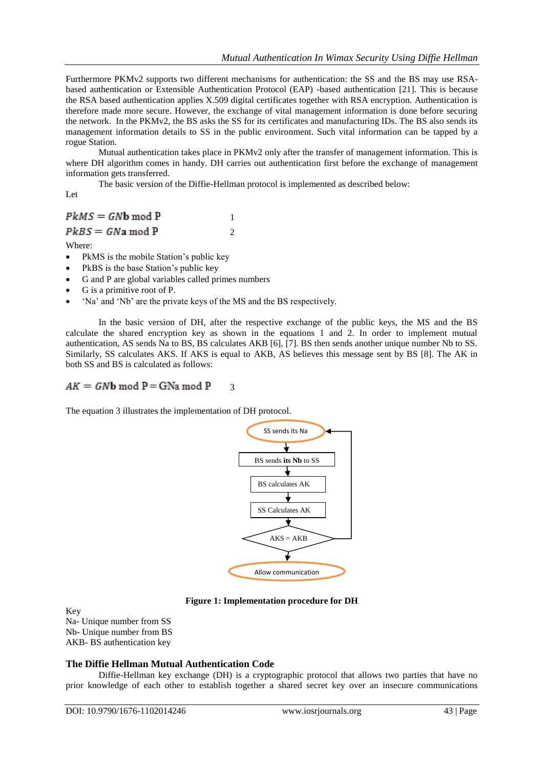Furthermore PKMv2 supports two different mechanisms for authentication: the SS and the BS may use RSA-based authentication or Extensible Authentication Protocol (EAP) -based authentication [21]. This is because the RSA based authentication applies X.509 digital certificates together with RSA encryption. Authentication is therefore made more secure. However, the exchange of vital management information is done before securing the network. In the PKMv2, the BS asks the SS for its certificates and manufacturing IDs. The BS also sends its management information details to SS in the public environment. Such vital information can be tapped by a rogue Station.

Mutual authentication takes place in PKMv2 only after the transfer of management information. This is where DH algorithm comes in handy. DH carries out authentication first before the exchange of management information gets transferred.

The basic version of the Diffie-Hellman protocol is implemented as described below:

Let

$$PkMS = GN\mathbf{b} \bmod \mathrm{P} \qquad 1$$

$$PkBS = GN\mathrm{a} \bmod \mathrm{P} \qquad 2$$

Where:

- PkMS is the mobile Station's public key
- PkBS is the base Station's public key
- G and P are global variables called primes numbers
- G is a primitive root of P.
- 'Na' and 'Nb' are the private keys of the MS and the BS respectively.

In the basic version of DH, after the respective exchange of the public keys, the MS and the BS calculate the shared encryption key as shown in the equations 1 and 2. In order to implement mutual authentication, AS sends Na to BS, BS calculates AKB [6], [7]. BS then sends another unique number Nb to SS. Similarly, SS calculates AKS. If AKS is equal to AKB, AS believes this message sent by BS [8]. The AK in both SS and BS is calculated as follows:

$$AK = GN\mathbf{b} \bmod \mathrm{P} = \mathrm{GNa} \bmod \mathrm{P} \qquad 3$$

The equation 3 illustrates the implementation of DH protocol.

SS sends its Na → BS sends **its Nb** to SS → BS calculates AK → SS Calculates AK → AKS = AKB → Allow communication

**Figure 1: Implementation procedure for DH**

Key
Na- Unique number from SS
Nb- Unique number from BS
AKB- BS authentication key

### The Diffie Hellman Mutual Authentication Code

Diffie-Hellman key exchange (DH) is a cryptographic protocol that allows two parties that have no prior knowledge of each other to establish together a shared secret key over an insecure communications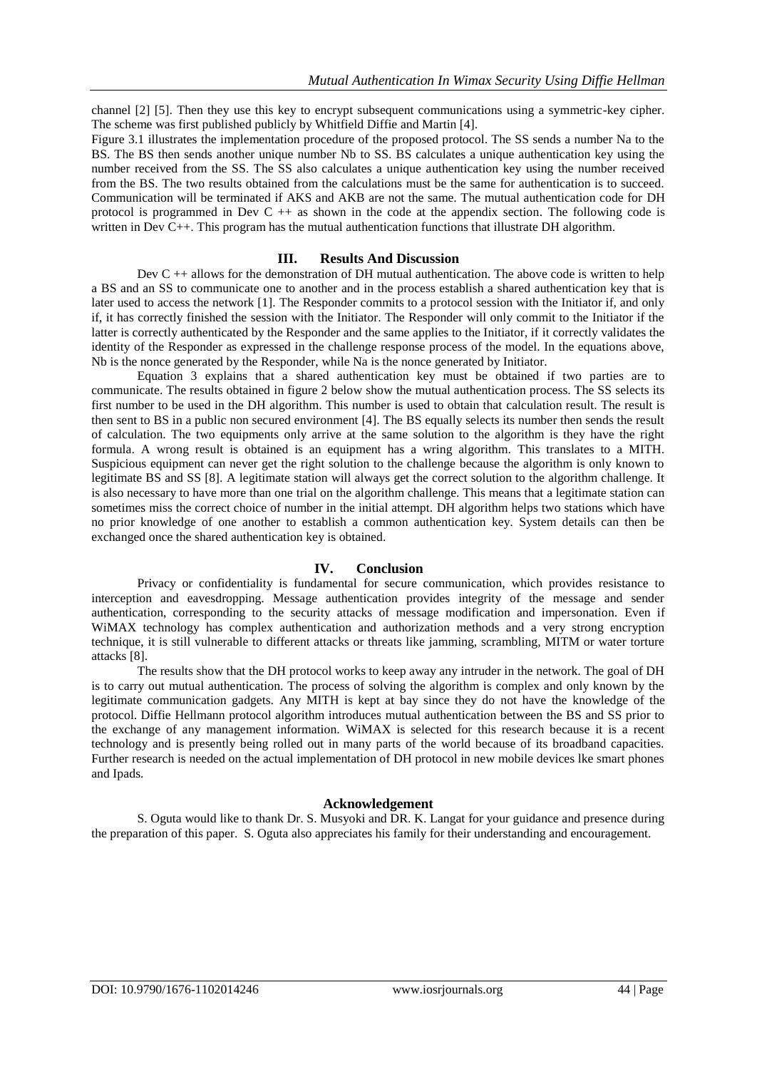channel [2] [5]. Then they use this key to encrypt subsequent communications using a symmetric-key cipher. The scheme was first published publicly by Whitfield Diffie and Martin [4].

Figure 3.1 illustrates the implementation procedure of the proposed protocol. The SS sends a number Na to the BS. The BS then sends another unique number Nb to SS. BS calculates a unique authentication key using the number received from the SS. The SS also calculates a unique authentication key using the number received from the BS. The two results obtained from the calculations must be the same for authentication is to succeed. Communication will be terminated if AKS and AKB are not the same. The mutual authentication code for DH protocol is programmed in Dev C ++ as shown in the code at the appendix section. The following code is written in Dev C++. This program has the mutual authentication functions that illustrate DH algorithm.

## III. Results And Discussion

Dev C ++ allows for the demonstration of DH mutual authentication. The above code is written to help a BS and an SS to communicate one to another and in the process establish a shared authentication key that is later used to access the network [1]. The Responder commits to a protocol session with the Initiator if, and only if, it has correctly finished the session with the Initiator. The Responder will only commit to the Initiator if the latter is correctly authenticated by the Responder and the same applies to the Initiator, if it correctly validates the identity of the Responder as expressed in the challenge response process of the model. In the equations above, Nb is the nonce generated by the Responder, while Na is the nonce generated by Initiator.

Equation 3 explains that a shared authentication key must be obtained if two parties are to communicate. The results obtained in figure 2 below show the mutual authentication process. The SS selects its first number to be used in the DH algorithm. This number is used to obtain that calculation result. The result is then sent to BS in a public non secured environment [4]. The BS equally selects its number then sends the result of calculation. The two equipments only arrive at the same solution to the algorithm is they have the right formula. A wrong result is obtained is an equipment has a wring algorithm. This translates to a MITH. Suspicious equipment can never get the right solution to the challenge because the algorithm is only known to legitimate BS and SS [8]. A legitimate station will always get the correct solution to the algorithm challenge. It is also necessary to have more than one trial on the algorithm challenge. This means that a legitimate station can sometimes miss the correct choice of number in the initial attempt. DH algorithm helps two stations which have no prior knowledge of one another to establish a common authentication key. System details can then be exchanged once the shared authentication key is obtained.

## IV. Conclusion

Privacy or confidentiality is fundamental for secure communication, which provides resistance to interception and eavesdropping. Message authentication provides integrity of the message and sender authentication, corresponding to the security attacks of message modification and impersonation. Even if WiMAX technology has complex authentication and authorization methods and a very strong encryption technique, it is still vulnerable to different attacks or threats like jamming, scrambling, MITM or water torture attacks [8].

The results show that the DH protocol works to keep away any intruder in the network. The goal of DH is to carry out mutual authentication. The process of solving the algorithm is complex and only known by the legitimate communication gadgets. Any MITH is kept at bay since they do not have the knowledge of the protocol. Diffie Hellmann protocol algorithm introduces mutual authentication between the BS and SS prior to the exchange of any management information. WiMAX is selected for this research because it is a recent technology and is presently being rolled out in many parts of the world because of its broadband capacities. Further research is needed on the actual implementation of DH protocol in new mobile devices lke smart phones and Ipads.

## Acknowledgement

S. Oguta would like to thank Dr. S. Musyoki and DR. K. Langat for your guidance and presence during the preparation of this paper. S. Oguta also appreciates his family for their understanding and encouragement.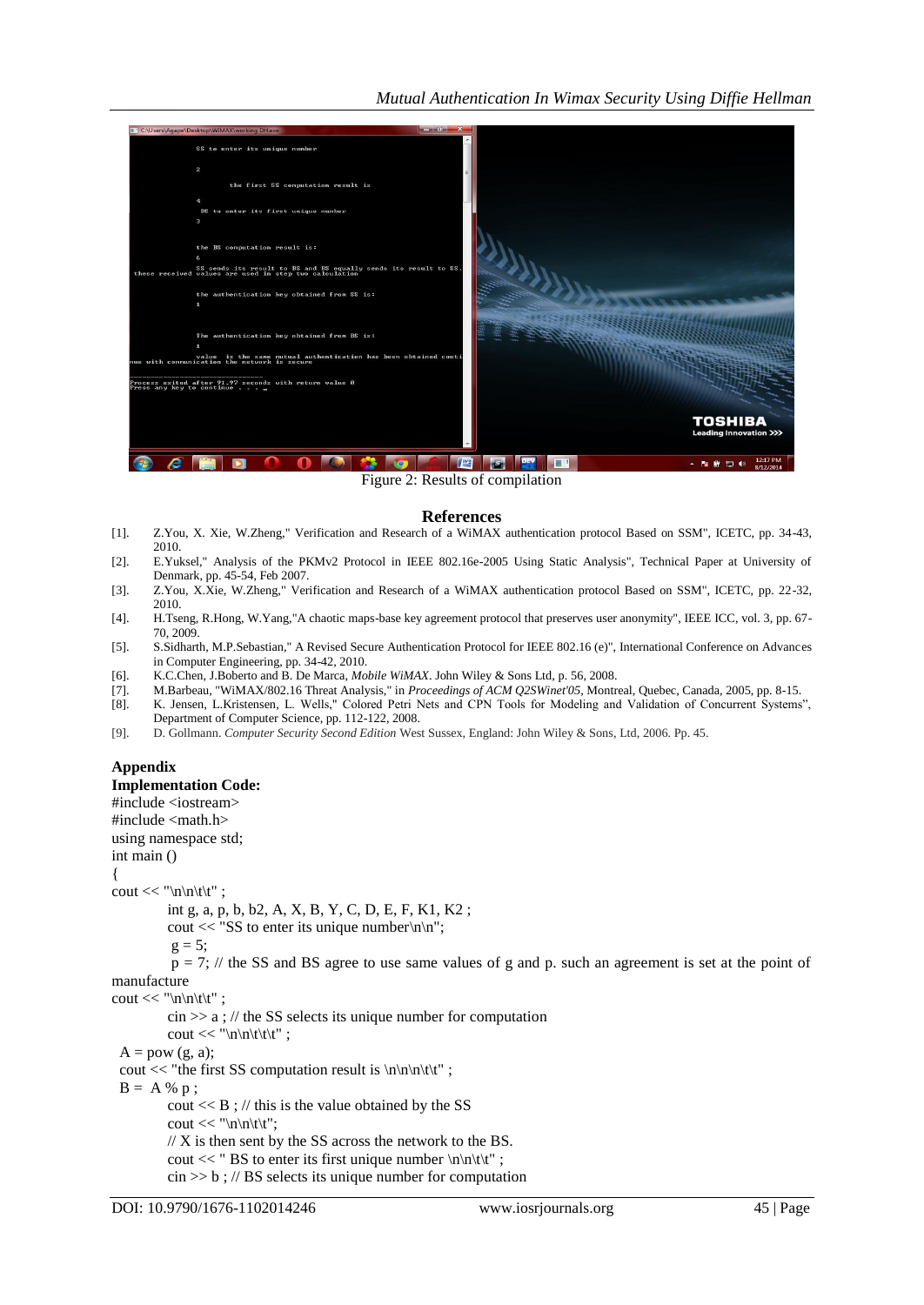Figure 2: Results of compilation

## References

[1]. Z.You, X. Xie, W.Zheng," Verification and Research of a WiMAX authentication protocol Based on SSM", ICETC, pp. 34-43, 2010.

[2]. E.Yuksel," Analysis of the PKMv2 Protocol in IEEE 802.16e-2005 Using Static Analysis", Technical Paper at University of Denmark, pp. 45-54, Feb 2007.

[3]. Z.You, X.Xie, W.Zheng," Verification and Research of a WiMAX authentication protocol Based on SSM", ICETC, pp. 22-32, 2010.

[4]. H.Tseng, R.Hong, W.Yang,"A chaotic maps-base key agreement protocol that preserves user anonymity", IEEE ICC, vol. 3, pp. 67-70, 2009.

[5]. S.Sidharth, M.P.Sebastian," A Revised Secure Authentication Protocol for IEEE 802.16 (e)", International Conference on Advances in Computer Engineering, pp. 34-42, 2010.

[6]. K.C.Chen, J.Boberto and B. De Marca, *Mobile WiMAX*. John Wiley & Sons Ltd, p. 56, 2008.

[7]. M.Barbeau, "WiMAX/802.16 Threat Analysis," in *Proceedings of ACM Q2SWinet'05*, Montreal, Quebec, Canada, 2005, pp. 8-15.

[8]. K. Jensen, L.Kristensen, L. Wells," Colored Petri Nets and CPN Tools for Modeling and Validation of Concurrent Systems", Department of Computer Science, pp. 112-122, 2008.

[9]. D. Gollmann. *Computer Security Second Edition* West Sussex, England: John Wiley & Sons, Ltd, 2006. Pp. 45.

## Appendix

### Implementation Code:

```
#include <iostream>
#include <math.h>
using namespace std;
int main ()
{
cout << "\n\n\t\t" ;
        int g, a, p, b, b2, A, X, B, Y, C, D, E, F, K1, K2 ;
        cout << "SS to enter its unique number\n\n";
         g = 5;
         p = 7; // the SS and BS agree to use same values of g and p. such an agreement is set at the point of manufacture
cout << "\n\n\t\t" ;
        cin >> a ; // the SS selects its unique number for computation
        cout << "\n\n\t\t\t" ;
 A = pow (g, a);
 cout << "the first SS computation result is \n\n\n\t\t" ;
 B =  A % p ;
        cout << B ; // this is the value obtained by the SS
        cout << "\n\n\t\t";
        // X is then sent by the SS across the network to the BS.
        cout << " BS to enter its first unique number \n\n\t\t" ;
        cin >> b ; // BS selects its unique number for computation
```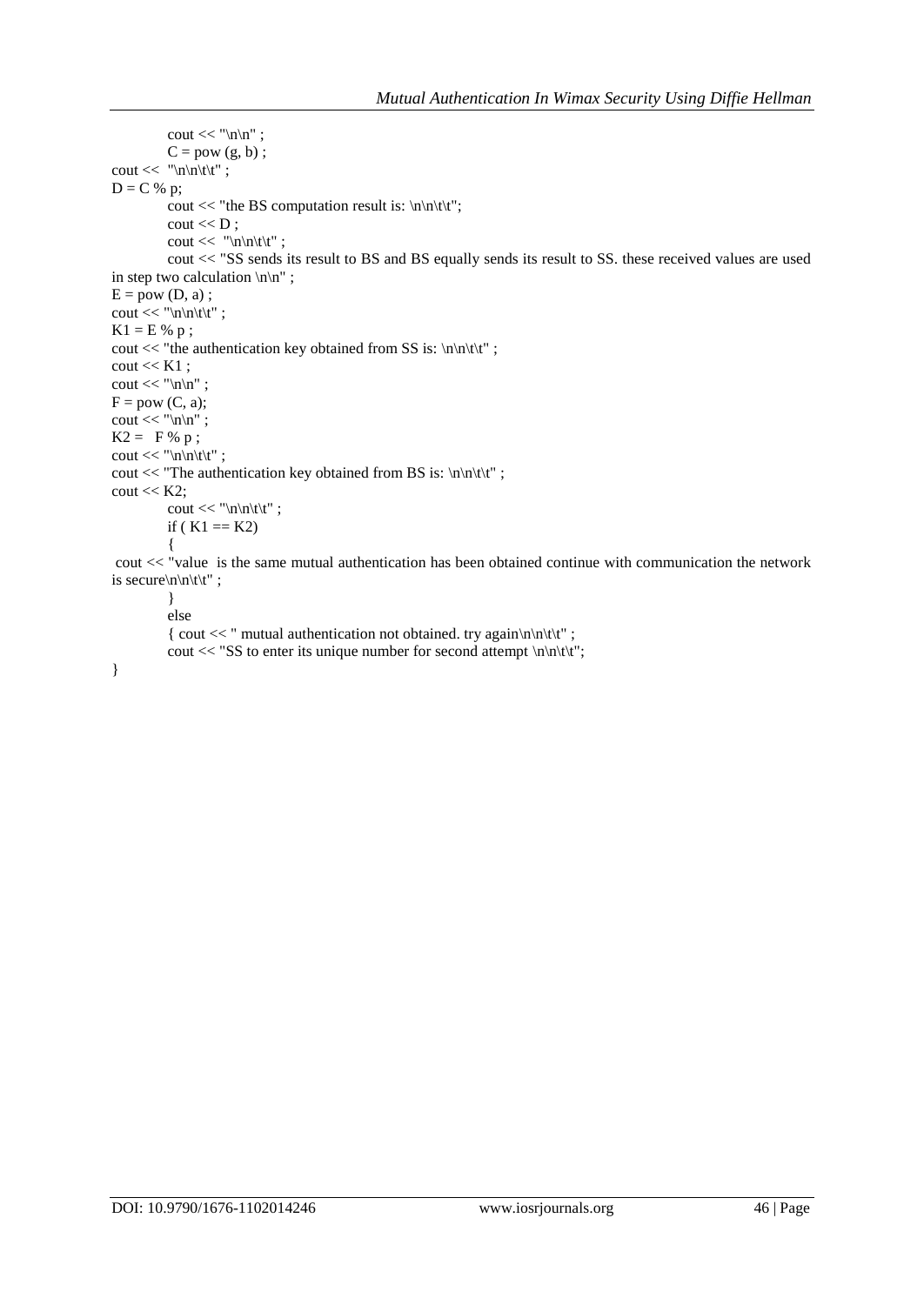```
        cout << "\n\n" ;
        C = pow (g, b) ;
cout <<  "\n\n\t\t" ;
D = C % p;
        cout << "the BS computation result is: \n\n\t\t";
        cout << D ;
        cout <<  "\n\n\t\t" ;
        cout << "SS sends its result to BS and BS equally sends its result to SS. these received values are used in step two calculation \n\n" ;
E = pow (D, a) ;
cout << "\n\n\t\t" ;
K1 = E % p ;
cout << "the authentication key obtained from SS is: \n\n\t\t" ;
cout << K1 ;
cout << "\n\n" ;
F = pow (C, a);
cout << "\n\n" ;
K2 =   F % p ;
cout << "\n\n\t\t" ;
cout << "The authentication key obtained from BS is: \n\n\t\t" ;
cout << K2;
        cout << "\n\n\t\t" ;
        if ( K1 == K2)
        {
 cout << "value  is the same mutual authentication has been obtained continue with communication the network is secure\n\n\t\t" ;
        }
        else
        { cout << " mutual authentication not obtained. try again\n\n\t\t" ;
        cout << "SS to enter its unique number for second attempt \n\n\t\t";
}
```